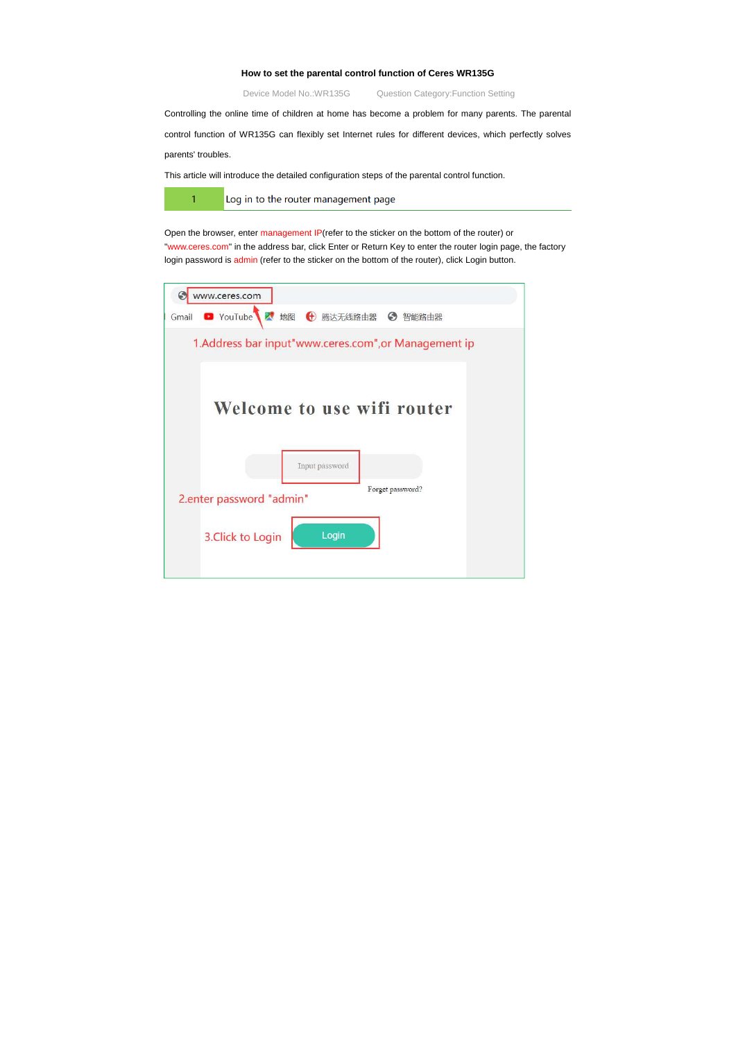# How to set the parental control function of Ceres WR135G

Device Model No.:WR135G    Question Category:Function Setting

Controlling the online time of children at home has become a problem for many parents. The parental control function of WR135G can flexibly set Internet rules for different devices, which perfectly solves parents' troubles.

This article will introduce the detailed configuration steps of the parental control function.

## 1 Log in to the router management page

Open the browser, enter management IP(refer to the sticker on the bottom of the router) or "www.ceres.com" in the address bar, click Enter or Return Key to enter the router login page, the factory login password is admin (refer to the sticker on the bottom of the router), click Login button.

www.ceres.com

Gmail YouTube 地图 腾达无线路由器 智能路由器

1.Address bar input"www.ceres.com",or Management ip

Welcome to use wifi router

Input password

Forget password?

2.enter password "admin"

3.Click to Login

Login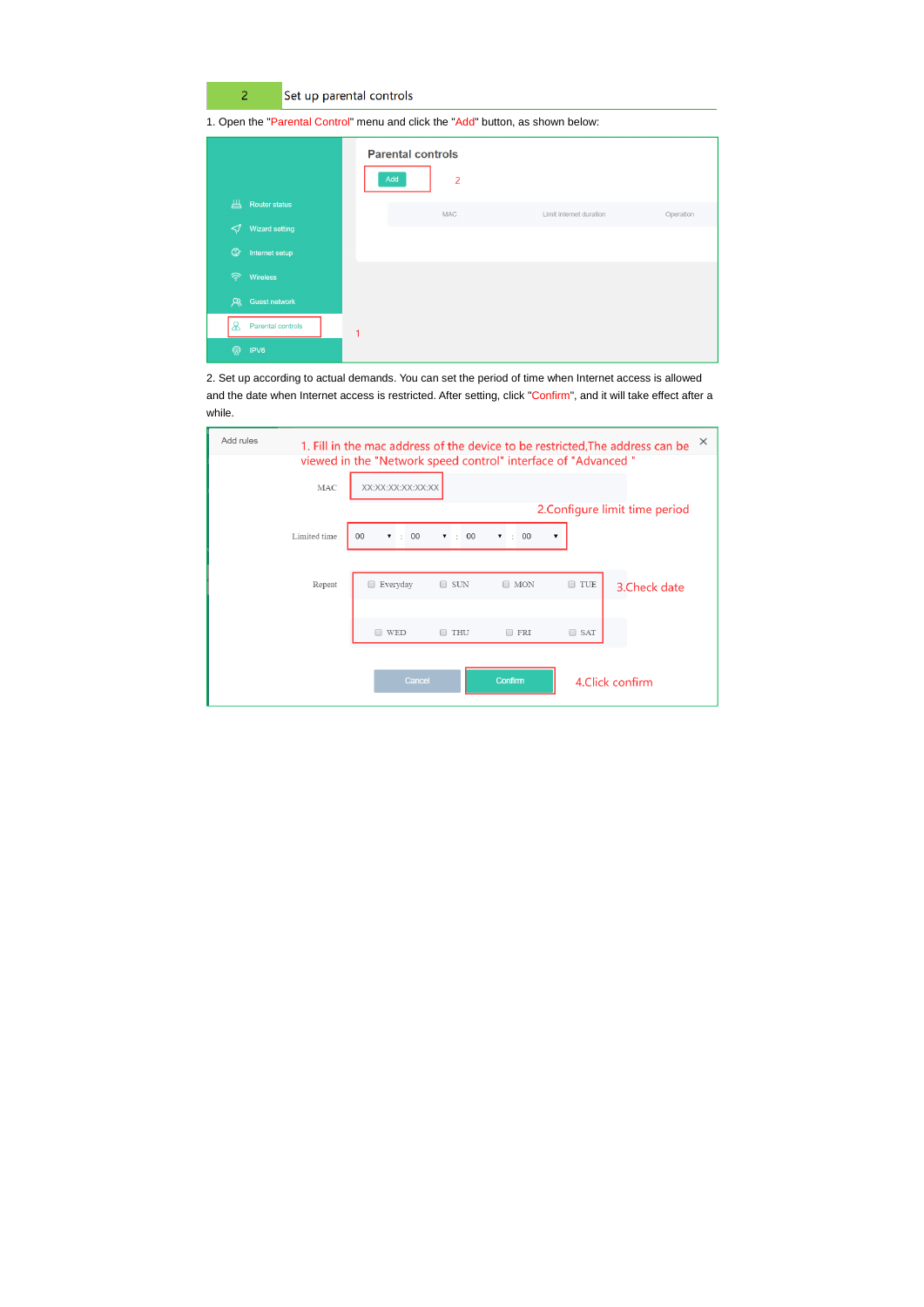## 2 Set up parental controls

1. Open the "Parental Control" menu and click the "Add" button, as shown below:

Parental controls

Add

2

Router status

Wizard setting

Internet setup

Wireless

Guest network

Parental controls

IPV6

MAC

Limit internet duration

Operation

1

2. Set up according to actual demands. You can set the period of time when Internet access is allowed and the date when Internet access is restricted. After setting, click "Confirm", and it will take effect after a while.

Add rules

1. Fill in the mac address of the device to be restricted,The address can be viewed in the "Network speed control" interface of "Advanced "

MAC XX:XX:XX:XX:XX:XX

2.Configure limit time period

Limited time 00 : 00 : 00 : 00

Repeat Everyday SUN MON TUE WED THU FRI SAT

3.Check date

Cancel Confirm

4.Click confirm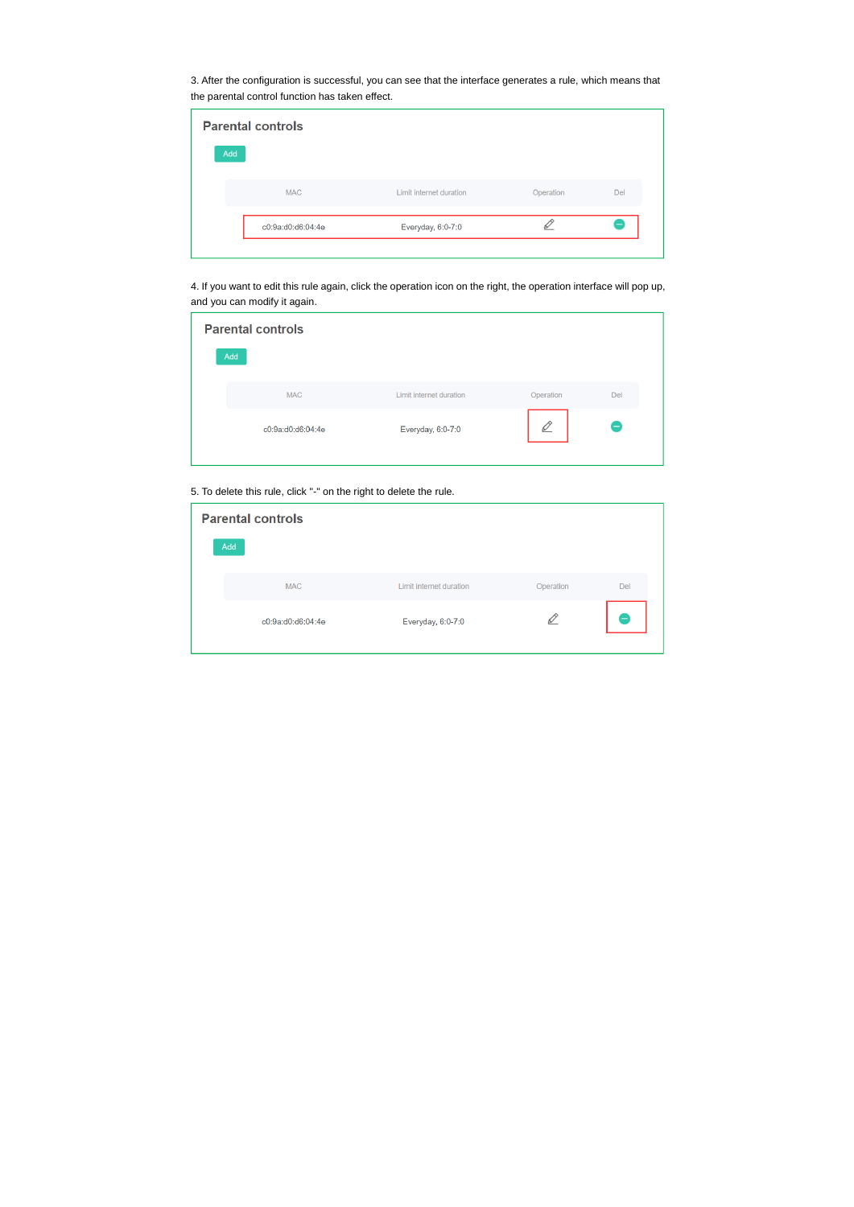3. After the configuration is successful, you can see that the interface generates a rule, which means that the parental control function has taken effect.

**Parental controls**

Add

| MAC | Limit internet duration | Operation | Del |
|---|---|---|---|
| c0:9a:d0:d6:04:4e | Everyday, 6:0-7:0 | | |

4. If you want to edit this rule again, click the operation icon on the right, the operation interface will pop up, and you can modify it again.

**Parental controls**

Add

| MAC | Limit internet duration | Operation | Del |
|---|---|---|---|
| c0:9a:d0:d6:04:4e | Everyday, 6:0-7:0 | | |

5. To delete this rule, click "-" on the right to delete the rule.

**Parental controls**

Add

| MAC | Limit internet duration | Operation | Del |
|---|---|---|---|
| c0:9a:d0:d6:04:4e | Everyday, 6:0-7:0 | | |